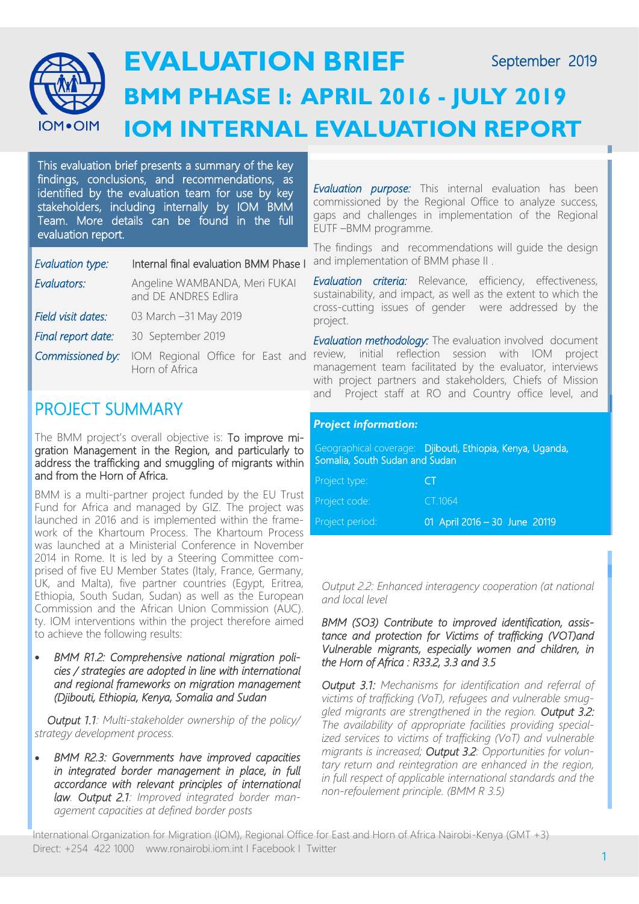# EVALUATION BRIEF

September 2019

## BMM PHASE I: APRIL 2016 - JULY 2019

## IOM INTERNAL EVALUATION REPORT

This evaluation brief presents a summary of the key findings, conclusions, and recommendations, as identified by the evaluation team for use by key stakeholders, including internally by IOM BMM Team. More details can be found in the full evaluation report.

| | |
|---|---|
| *Evaluation type:* | Internal final evaluation BMM Phase I |
| *Evaluators:* | Angeline WAMBANDA, Meri FUKAI and DE ANDRES Edlira |
| *Field visit dates:* | 03 March –31 May 2019 |
| *Final report date:* | 30 September 2019 |
| *Commissioned by:* | IOM Regional Office for East and Horn of Africa |

*Evaluation purpose:* This internal evaluation has been commissioned by the Regional Office to analyze success, gaps and challenges in implementation of the Regional EUTF –BMM programme.

The findings and recommendations will guide the design and implementation of BMM phase II .

*Evaluation criteria:* Relevance, efficiency, effectiveness, sustainability, and impact, as well as the extent to which the cross-cutting issues of gender were addressed by the project.

*Evaluation methodology:* The evaluation involved document review, initial reflection session with IOM project management team facilitated by the evaluator, interviews with project partners and stakeholders, Chiefs of Mission and Project staff at RO and Country office level, and

**Project information:**

| | |
|---|---|
| Geographical coverage: | Djibouti, Ethiopia, Kenya, Uganda, Somalia, South Sudan and Sudan |
| Project type: | CT |
| Project code: | CT.1064 |
| Project period: | 01 April 2016 – 30 June 20119 |

## PROJECT SUMMARY

The BMM project's overall objective is: To improve migration Management in the Region, and particularly to address the trafficking and smuggling of migrants within and from the Horn of Africa.

BMM is a multi-partner project funded by the EU Trust Fund for Africa and managed by GIZ. The project was launched in 2016 and is implemented within the framework of the Khartoum Process. The Khartoum Process was launched at a Ministerial Conference in November 2014 in Rome. It is led by a Steering Committee comprised of five EU Member States (Italy, France, Germany, UK, and Malta), five partner countries (Egypt, Eritrea, Ethiopia, South Sudan, Sudan) as well as the European Commission and the African Union Commission (AUC). ty. IOM interventions within the project therefore aimed to achieve the following results:

- *BMM R1.2: Comprehensive national migration policies / strategies are adopted in line with international and regional frameworks on migration management (Djibouti, Ethiopia, Kenya, Somalia and Sudan*

*Output 1.1: Multi-stakeholder ownership of the policy/ strategy development process.*

- *BMM R2.3: Governments have improved capacities in integrated border management in place, in full accordance with relevant principles of international law. Output 2.1: Improved integrated border management capacities at defined border posts*

*Output 2.2: Enhanced interagency cooperation (at national and local level*

*BMM (SO3) Contribute to improved identification, assistance and protection for Victims of trafficking (VOT)and Vulnerable migrants, especially women and children, in the Horn of Africa : R33.2, 3.3 and 3.5*

***Output 3.1:*** *Mechanisms for identification and referral of victims of trafficking (VoT), refugees and vulnerable smuggled migrants are strengthened in the region.* ***Output 3.2:*** *The availability of appropriate facilities providing specialized services to victims of trafficking (VoT) and vulnerable migrants is increased;* ***Output 3.2****: Opportunities for voluntary return and reintegration are enhanced in the region, in full respect of applicable international standards and the non-refoulement principle. (BMM R 3.5)*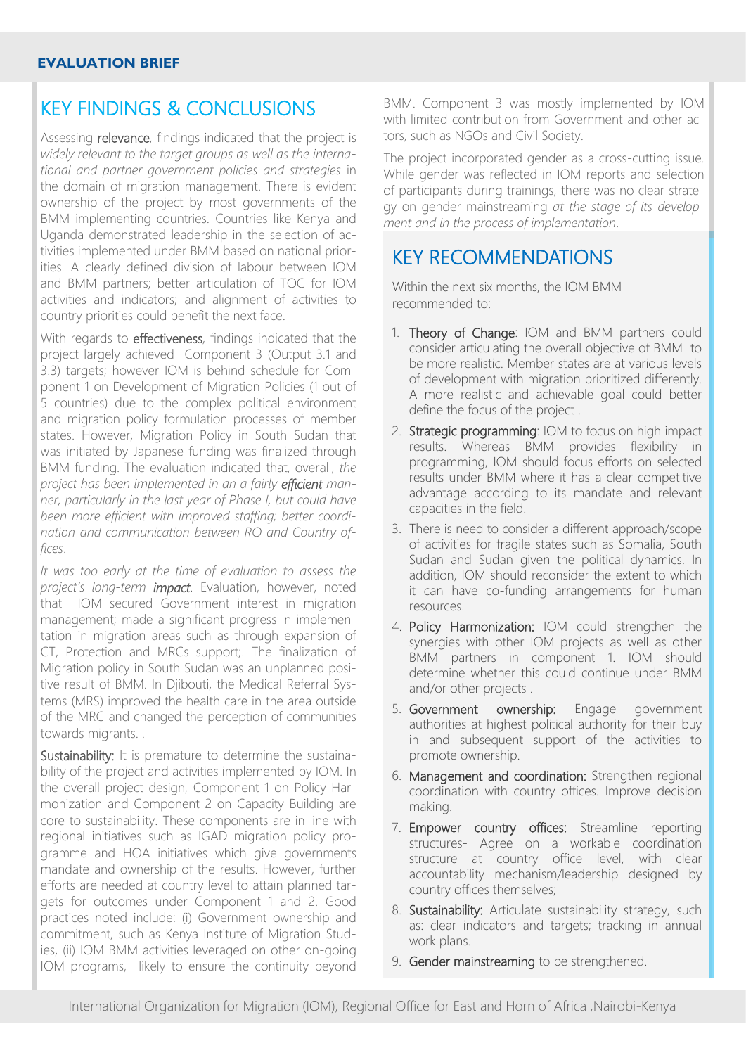**EVALUATION BRIEF**

## KEY FINDINGS & CONCLUSIONS

Assessing **relevance**, findings indicated that the project is *widely relevant to the target groups as well as the international and partner government policies and strategies* in the domain of migration management. There is evident ownership of the project by most governments of the BMM implementing countries. Countries like Kenya and Uganda demonstrated leadership in the selection of activities implemented under BMM based on national priorities. A clearly defined division of labour between IOM and BMM partners; better articulation of TOC for IOM activities and indicators; and alignment of activities to country priorities could benefit the next face.

With regards to **effectiveness**, findings indicated that the project largely achieved Component 3 (Output 3.1 and 3.3) targets; however IOM is behind schedule for Component 1 on Development of Migration Policies (1 out of 5 countries) due to the complex political environment and migration policy formulation processes of member states. However, Migration Policy in South Sudan that was initiated by Japanese funding was finalized through BMM funding. The evaluation indicated that, overall, *the project has been implemented in an a fairly* ***efficient*** *manner, particularly in the last year of Phase I, but could have been more efficient with improved staffing; better coordination and communication between RO and Country offices*.

*It was too early at the time of evaluation to assess the project's long-term* ***impact***. Evaluation, however, noted that IOM secured Government interest in migration management; made a significant progress in implementation in migration areas such as through expansion of CT, Protection and MRCs support;. The finalization of Migration policy in South Sudan was an unplanned positive result of BMM. In Djibouti, the Medical Referral Systems (MRS) improved the health care in the area outside of the MRC and changed the perception of communities towards migrants. .

**Sustainability:** It is premature to determine the sustainability of the project and activities implemented by IOM. In the overall project design, Component 1 on Policy Harmonization and Component 2 on Capacity Building are core to sustainability. These components are in line with regional initiatives such as IGAD migration policy programme and HOA initiatives which give governments mandate and ownership of the results. However, further efforts are needed at country level to attain planned targets for outcomes under Component 1 and 2. Good practices noted include: (i) Government ownership and commitment, such as Kenya Institute of Migration Studies, (ii) IOM BMM activities leveraged on other on-going IOM programs, likely to ensure the continuity beyond BMM. Component 3 was mostly implemented by IOM with limited contribution from Government and other actors, such as NGOs and Civil Society.

The project incorporated gender as a cross-cutting issue. While gender was reflected in IOM reports and selection of participants during trainings, there was no clear strategy on gender mainstreaming *at the stage of its development and in the process of implementation*.

## KEY RECOMMENDATIONS

Within the next six months, the IOM BMM recommended to:

1. **Theory of Change**: IOM and BMM partners could consider articulating the overall objective of BMM to be more realistic. Member states are at various levels of development with migration prioritized differently. A more realistic and achievable goal could better define the focus of the project .
2. **Strategic programming**: IOM to focus on high impact results. Whereas BMM provides flexibility in programming, IOM should focus efforts on selected results under BMM where it has a clear competitive advantage according to its mandate and relevant capacities in the field.
3. There is need to consider a different approach/scope of activities for fragile states such as Somalia, South Sudan and Sudan given the political dynamics. In addition, IOM should reconsider the extent to which it can have co-funding arrangements for human resources.
4. **Policy Harmonization:** IOM could strengthen the synergies with other IOM projects as well as other BMM partners in component 1. IOM should determine whether this could continue under BMM and/or other projects .
5. **Government ownership:** Engage government authorities at highest political authority for their buy in and subsequent support of the activities to promote ownership.
6. **Management and coordination:** Strengthen regional coordination with country offices. Improve decision making.
7. **Empower country offices:** Streamline reporting structures- Agree on a workable coordination structure at country office level, with clear accountability mechanism/leadership designed by country offices themselves;
8. **Sustainability:** Articulate sustainability strategy, such as: clear indicators and targets; tracking in annual work plans.
9. **Gender mainstreaming** to be strengthened.

International Organization for Migration (IOM), Regional Office for East and Horn of Africa ,Nairobi-Kenya